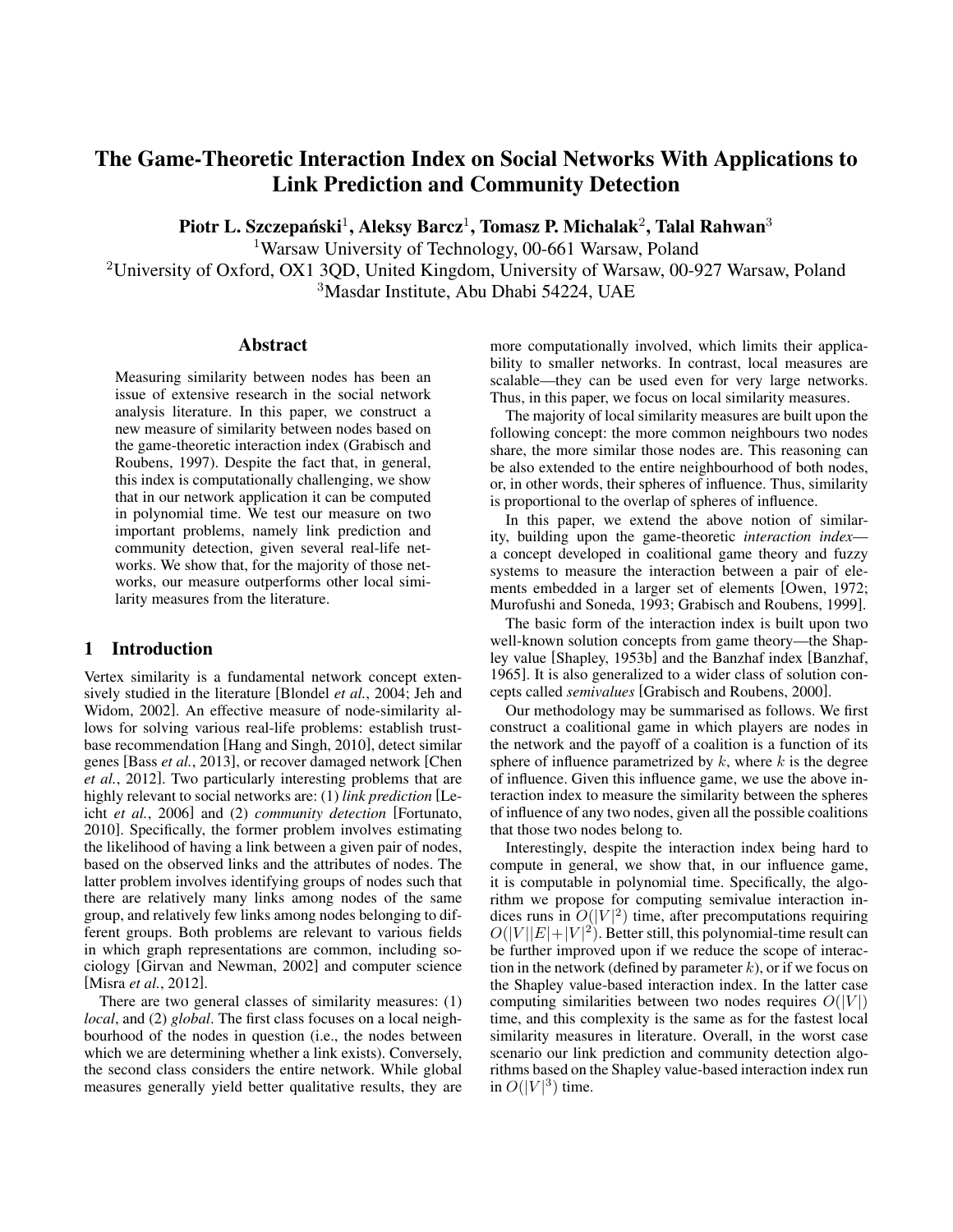# The Game-Theoretic Interaction Index on Social Networks With Applications to Link Prediction and Community Detection

**Piotr L. Szczepański**[1], **Aleksy Barcz**[1], **Tomasz P. Michalak**[2], **Talal Rahwan**[3]

[1]Warsaw University of Technology, 00-661 Warsaw, Poland
[2]University of Oxford, OX1 3QD, United Kingdom, University of Warsaw, 00-927 Warsaw, Poland
[3]Masdar Institute, Abu Dhabi 54224, UAE

## Abstract

Measuring similarity between nodes has been an issue of extensive research in the social network analysis literature. In this paper, we construct a new measure of similarity between nodes based on the game-theoretic interaction index (Grabisch and Roubens, 1997). Despite the fact that, in general, this index is computationally challenging, we show that in our network application it can be computed in polynomial time. We test our measure on two important problems, namely link prediction and community detection, given several real-life networks. We show that, for the majority of those networks, our measure outperforms other local similarity measures from the literature.

## 1 Introduction

Vertex similarity is a fundamental network concept extensively studied in the literature [Blondel *et al.*, 2004; Jeh and Widom, 2002]. An effective measure of node-similarity allows for solving various real-life problems: establish trust-base recommendation [Hang and Singh, 2010], detect similar genes [Bass *et al.*, 2013], or recover damaged network [Chen *et al.*, 2012]. Two particularly interesting problems that are highly relevant to social networks are: (1) *link prediction* [Leicht *et al.*, 2006] and (2) *community detection* [Fortunato, 2010]. Specifically, the former problem involves estimating the likelihood of having a link between a given pair of nodes, based on the observed links and the attributes of nodes. The latter problem involves identifying groups of nodes such that there are relatively many links among nodes of the same group, and relatively few links among nodes belonging to different groups. Both problems are relevant to various fields in which graph representations are common, including sociology [Girvan and Newman, 2002] and computer science [Misra *et al.*, 2012].

There are two general classes of similarity measures: (1) *local*, and (2) *global*. The first class focuses on a local neighbourhood of the nodes in question (i.e., the nodes between which we are determining whether a link exists). Conversely, the second class considers the entire network. While global measures generally yield better qualitative results, they are more computationally involved, which limits their applicability to smaller networks. In contrast, local measures are scalable—they can be used even for very large networks. Thus, in this paper, we focus on local similarity measures.

The majority of local similarity measures are built upon the following concept: the more common neighbours two nodes share, the more similar those nodes are. This reasoning can be also extended to the entire neighbourhood of both nodes, or, in other words, their spheres of influence. Thus, similarity is proportional to the overlap of spheres of influence.

In this paper, we extend the above notion of similarity, building upon the game-theoretic *interaction index*—a concept developed in coalitional game theory and fuzzy systems to measure the interaction between a pair of elements embedded in a larger set of elements [Owen, 1972; Murofushi and Soneda, 1993; Grabisch and Roubens, 1999].

The basic form of the interaction index is built upon two well-known solution concepts from game theory—the Shapley value [Shapley, 1953b] and the Banzhaf index [Banzhaf, 1965]. It is also generalized to a wider class of solution concepts called *semivalues* [Grabisch and Roubens, 2000].

Our methodology may be summarised as follows. We first construct a coalitional game in which players are nodes in the network and the payoff of a coalition is a function of its sphere of influence parametrized by $k$, where $k$ is the degree of influence. Given this influence game, we use the above interaction index to measure the similarity between the spheres of influence of any two nodes, given all the possible coalitions that those two nodes belong to.

Interestingly, despite the interaction index being hard to compute in general, we show that, in our influence game, it is computable in polynomial time. Specifically, the algorithm we propose for computing semivalue interaction indices runs in $O(|V|^2)$ time, after precomputations requiring $O(|V||E|+|V|^2)$. Better still, this polynomial-time result can be further improved upon if we reduce the scope of interaction in the network (defined by parameter $k$), or if we focus on the Shapley value-based interaction index. In the latter case computing similarities between two nodes requires $O(|V|)$ time, and this complexity is the same as for the fastest local similarity measures in literature. Overall, in the worst case scenario our link prediction and community detection algorithms based on the Shapley value-based interaction index run in $O(|V|^3)$ time.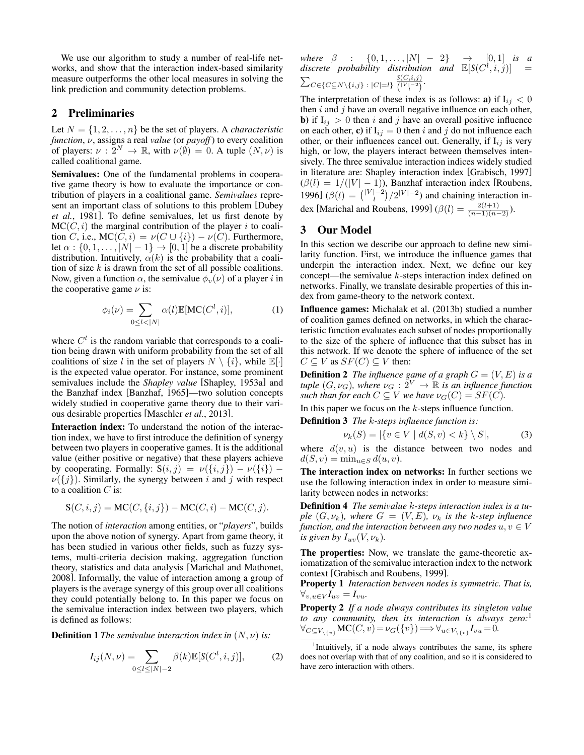We use our algorithm to study a number of real-life networks, and show that the interaction index-based similarity measure outperforms the other local measures in solving the link prediction and community detection problems.

## 2 Preliminaries

Let $N = \{1, 2, \ldots, n\}$ be the set of players. A *characteristic function*, $\nu$, assigns a real *value* (or *payoff*) to every coalition of players: $\nu : 2^N \to \mathbb{R}$, with $\nu(\emptyset) = 0$. A tuple $(N, \nu)$ is called coalitional game.

**Semivalues:** One of the fundamental problems in cooperative game theory is how to evaluate the importance or contribution of players in a coalitional game. *Semivalues* represent an important class of solutions to this problem [Dubey *et al.*, 1981]. To define semivalues, let us first denote by $\mathrm{MC}(C, i)$ the marginal contribution of the player $i$ to coalition $C$, i.e., $\mathrm{MC}(C, i) = \nu(C \cup \{i\}) - \nu(C)$. Furthermore, let $\alpha : \{0, 1, \ldots, |N| - 1\} \to [0, 1]$ be a discrete probability distribution. Intuitively, $\alpha(k)$ is the probability that a coalition of size $k$ is drawn from the set of all possible coalitions. Now, given a function $\alpha$, the semivalue $\phi_v(\nu)$ of a player $i$ in the cooperative game $\nu$ is:

$$\phi_i(\nu) = \sum_{0 \le l < |N|} \alpha(l) \mathbb{E}[\mathrm{MC}(C^l, i)], \tag{1}$$

where $C^l$ is the random variable that corresponds to a coalition being drawn with uniform probability from the set of all coalitions of size $l$ in the set of players $N \setminus \{i\}$, while $\mathbb{E}[\cdot]$ is the expected value operator. For instance, some prominent semivalues include the *Shapley value* [Shapley, 1953a] and the Banzhaf index [Banzhaf, 1965]—two solution concepts widely studied in cooperative game theory due to their various desirable properties [Maschler *et al.*, 2013].

**Interaction index:** To understand the notion of the interaction index, we have to first introduce the definition of synergy between two players in cooperative games. It is the additional value (either positive or negative) that these players achieve by cooperating. Formally: $\mathrm{S}(i, j) = \nu(\{i, j\}) - \nu(\{i\}) - \nu(\{j\})$. Similarly, the synergy between $i$ and $j$ with respect to a coalition $C$ is:

$$\mathrm{S}(C, i, j) = \mathrm{MC}(C, \{i, j\}) - \mathrm{MC}(C, i) - \mathrm{MC}(C, j).$$

The notion of *interaction* among entities, or "*players*", builds upon the above notion of synergy. Apart from game theory, it has been studied in various other fields, such as fuzzy systems, multi-criteria decision making, aggregation function theory, statistics and data analysis [Marichal and Mathonet, 2008]. Informally, the value of interaction among a group of players is the average synergy of this group over all coalitions they could potentially belong to. In this paper we focus on the semivalue interaction index between two players, which is defined as follows:

**Definition 1** *The semivalue interaction index in $(N, \nu)$ is:*

$$I_{ij}(N, \nu) = \sum_{0 \le l \le |N|-2} \beta(k) \mathbb{E}[S(C^l, i, j)], \tag{2}$$

*where $\beta : \{0, 1, \ldots, |N| - 2\} \to [0, 1]$ is a discrete probability distribution and $\mathbb{E}[S(C^l, i, j)] = \sum_{C \in \{C \subseteq N \setminus \{i,j\} : |C| = l\}} \frac{S(C,i,j)}{\binom{|V|-2}{l}}$.*

The interpretation of these index is as follows: **a)** if $\mathrm{I}_{ij} < 0$ then $i$ and $j$ have an overall negative influence on each other, **b)** if $\mathrm{I}_{ij} > 0$ then $i$ and $j$ have an overall positive influence on each other, **c)** if $\mathrm{I}_{ij} = 0$ then $i$ and $j$ do not influence each other, or their influences cancel out. Generally, if $I_{ij}$ is very high, or low, the players interact between themselves intensively. The three semivalue interaction indices widely studied in literature are: Shapley interaction index [Grabisch, 1997] ($\beta(l) = 1/(|V| - 1)$), Banzhaf interaction index [Roubens, 1996] ($\beta(l) = \binom{|V|-2}{l} / 2^{|V|-2}$) and chaining interaction index [Marichal and Roubens, 1999] ($\beta(l) = \frac{2(l+1)}{(n-1)(n-2)}$).

## 3 Our Model

In this section we describe our approach to define new similarity function. First, we introduce the influence games that underpin the interaction index. Next, we define our key concept—the semivalue $k$-steps interaction index defined on networks. Finally, we translate desirable properties of this index from game-theory to the network context.

**Influence games:** Michalak et al. (2013b) studied a number of coalition games defined on networks, in which the characteristic function evaluates each subset of nodes proportionally to the size of the sphere of influence that this subset has in this network. If we denote the sphere of influence of the set $C \subseteq V$ as $SF(C) \subseteq V$ then:

**Definition 2** *The influence game of a graph $G = (V, E)$ is a tuple $(G, \nu_G)$, where $\nu_G : 2^V \to \mathbb{R}$ is an influence function such than for each $C \subseteq V$ we have $\nu_G(C) = SF(C)$.*

In this paper we focus on the $k$-steps influence function.

**Definition 3** *The $k$-steps influence function is:*

$$\nu_k(S) = |\{v \in V \mid d(S, v) < k\} \setminus S|, \tag{3}$$

where $d(v, u)$ is the distance between two nodes and $d(S, v) = \min_{u \in S} d(u, v)$.

**The interaction index on networks:** In further sections we use the following interaction index in order to measure similarity between nodes in networks:

**Definition 4** *The semivalue $k$-steps interaction index is a tuple $(G, \nu_k)$, where $G = (V, E)$, $\nu_k$ is the $k$-step influence function, and the interaction between any two nodes $u, v \in V$ is given by $I_{uv}(V, \nu_k)$.*

**The properties:** Now, we translate the game-theoretic axiomatization of the semivalue interaction index to the network context [Grabisch and Roubens, 1999].

**Property 1** *Interaction between nodes is symmetric. That is, $\forall_{v,u \in V} I_{uv} = I_{vu}$.*

**Property 2** *If a node always contributes its singleton value to any community, then its interaction is always zero:*[1] $\forall_{C \subseteq V_{\setminus \{v\}}} \mathrm{MC}(C, v) = \nu_G(\{v\}) \Longrightarrow \forall_{u \in V_{\setminus \{v\}}} I_{vu} = 0.$

[1] Intuitively, if a node always contributes the same, its sphere does not overlap with that of any coalition, and so it is considered to have zero interaction with others.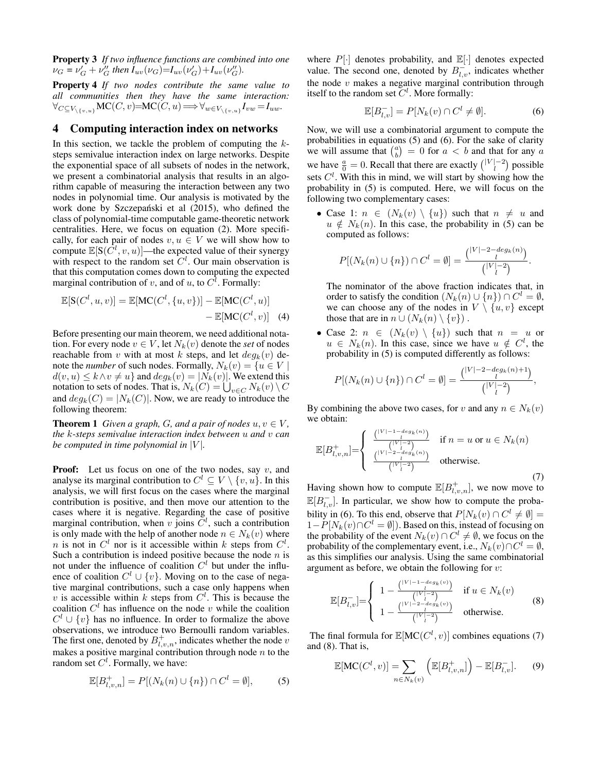**Property 3** *If two influence functions are combined into one $\nu_G = \nu'_G + \nu''_G$ then $I_{uv}(\nu_G) = I_{uv}(\nu'_G) + I_{uv}(\nu''_G)$.*

**Property 4** *If two nodes contribute the same value to all communities then they have the same interaction: $\forall_{C \subseteq V_{\setminus\{v,u\}}} \text{MC}(C, v) = \text{MC}(C, u) \Longrightarrow \forall_{w \in V_{\setminus\{v,u\}}} I_{vw} = I_{uw}$.*

## 4 Computing interaction index on networks

In this section, we tackle the problem of computing the $k$-steps semivalue interaction index on large networks. Despite the exponential space of all subsets of nodes in the network, we present a combinatorial analysis that results in an algorithm capable of measuring the interaction between any two nodes in polynomial time. Our analysis is motivated by the work done by Szczepański et al (2015), who defined the class of polynomial-time computable game-theoretic network centralities. Here, we focus on equation (2). More specifically, for each pair of nodes $v, u \in V$ we will show how to compute $\mathbb{E}[\text{S}(C^l, v, u)]$—the expected value of their synergy with respect to the random set $C^l$. Our main observation is that this computation comes down to computing the expected marginal contribution of $v$, and of $u$, to $C^l$. Formally:

$$\mathbb{E}[\text{S}(C^l, u, v)] = \mathbb{E}[\text{MC}(C^l, \{u, v\})] - \mathbb{E}[\text{MC}(C^l, u)] - \mathbb{E}[\text{MC}(C^l, v)] \quad (4)$$

Before presenting our main theorem, we need additional notation. For every node $v \in V$, let $N_k(v)$ denote the *set* of nodes reachable from $v$ with at most $k$ steps, and let $deg_k(v)$ denote the *number* of such nodes. Formally, $N_k(v) = \{u \in V \mid d(v, u) \leq k \wedge v \neq u\}$ and $deg_k(v) = |N_k(v)|$. We extend this notation to sets of nodes. That is, $N_k(C) = \bigcup_{v \in C} N_k(v) \setminus C$ and $deg_k(C) = |N_k(C)|$. Now, we are ready to introduce the following theorem:

**Theorem 1** *Given a graph, $G$, and a pair of nodes $u, v \in V$, the $k$-steps semivalue interaction index between $u$ and $v$ can be computed in time polynomial in $|V|$.*

**Proof:** Let us focus on one of the two nodes, say $v$, and analyse its marginal contribution to $C^l \subseteq V \setminus \{v, u\}$. In this analysis, we will first focus on the cases where the marginal contribution is positive, and then move our attention to the cases where it is negative. Regarding the case of positive marginal contribution, when $v$ joins $C^l$, such a contribution is only made with the help of another node $n \in N_k(v)$ where $n$ is not in $C^l$ nor is it accessible within $k$ steps from $C^l$. Such a contribution is indeed positive because the node $n$ is not under the influence of coalition $C^l$ but under the influence of coalition $C^l \cup \{v\}$. Moving on to the case of negative marginal contributions, such a case only happens when $v$ is accessible within $k$ steps from $C^l$. This is because the coalition $C^l$ has influence on the node $v$ while the coalition $C^l \cup \{v\}$ has no influence. In order to formalize the above observations, we introduce two Bernoulli random variables. The first one, denoted by $B^+_{l,v,n}$, indicates whether the node $v$ makes a positive marginal contribution through node $n$ to the random set $C^l$. Formally, we have:

$$\mathbb{E}[B^+_{l,v,n}] = P[(N_k(n) \cup \{n\}) \cap C^l = \emptyset], \quad (5)$$

where $P[\cdot]$ denotes probability, and $\mathbb{E}[\cdot]$ denotes expected value. The second one, denoted by $B^-_{l,v}$, indicates whether the node $v$ makes a negative marginal contribution through itself to the random set $C^l$. More formally:

$$\mathbb{E}[B^-_{l,v}] = P[N_k(v) \cap C^l \neq \emptyset]. \quad (6)$$

Now, we will use a combinatorial argument to compute the probabilities in equations (5) and (6). For the sake of clarity we will assume that $\binom{a}{b} = 0$ for $a < b$ and that for any $a$ we have $\frac{a}{0} = 0$. Recall that there are exactly $\binom{|V|-2}{l}$ possible sets $C^l$. With this in mind, we will start by showing how the probability in (5) is computed. Here, we will focus on the following two complementary cases:

- Case 1: $n \in (N_k(v) \setminus \{u\})$ such that $n \neq u$ and $u \notin N_k(n)$. In this case, the probability in (5) can be computed as follows:

$$P[(N_k(n) \cup \{n\}) \cap C^l = \emptyset] = \frac{\binom{|V|-2-deg_k(n)}{l}}{\binom{|V|-2}{l}}.$$

  The nominator of the above fraction indicates that, in order to satisfy the condition $(N_k(n) \cup \{n\}) \cap C^l = \emptyset$, we can choose any of the nodes in $V \setminus \{u, v\}$ except those that are in $n \cup (N_k(n) \setminus \{v\})$.

- Case 2: $n \in (N_k(v) \setminus \{u\})$ such that $n = u$ or $u \in N_k(n)$. In this case, since we have $u \notin C^l$, the probability in (5) is computed differently as follows:

$$P[(N_k(n) \cup \{n\}) \cap C^l = \emptyset] = \frac{\binom{|V|-2-deg_k(n)+1}{l}}{\binom{|V|-2}{l}},$$

By combining the above two cases, for $v$ and any $n \in N_k(v)$ we obtain:

$$\mathbb{E}[B^+_{l,v,n}] = \begin{cases} \frac{\binom{|V|-1-deg_k(n)}{l}}{\binom{|V|-2}{l}} & \text{if } n = u \text{ or } u \in N_k(n) \\ \frac{\binom{|V|-2-deg_k(n)}{l}}{\binom{|V|-2}{l}} & \text{otherwise.} \end{cases} \quad (7)$$

Having shown how to compute $\mathbb{E}[B^+_{l,v,n}]$, we now move to $\mathbb{E}[B^-_{l,v}]$. In particular, we show how to compute the probability in (6). To this end, observe that $P[N_k(v) \cap C^l \neq \emptyset] = 1 - P[N_k(v) \cap C^l = \emptyset])$. Based on this, instead of focusing on the probability of the event $N_k(v) \cap C^l \neq \emptyset$, we focus on the probability of the complementary event, i.e., $N_k(v) \cap C^l = \emptyset$, as this simplifies our analysis. Using the same combinatorial argument as before, we obtain the following for $v$:

$$\mathbb{E}[B^-_{l,v}] = \begin{cases} 1 - \frac{\binom{|V|-1-deg_k(v)}{l}}{\binom{|V|-2}{l}} & \text{if } u \in N_k(v) \\ 1 - \frac{\binom{|V|-2-deg_k(v)}{l}}{\binom{|V|-2}{l}} & \text{otherwise.} \end{cases} \quad (8)$$

The final formula for $\mathbb{E}[\text{MC}(C^l, v)]$ combines equations (7) and (8). That is,

$$\mathbb{E}[\text{MC}(C^l, v)] = \sum_{n \in N_k(v)} \left( \mathbb{E}[B^+_{l,v,n}] \right) - \mathbb{E}[B^-_{l,v}]. \quad (9)$$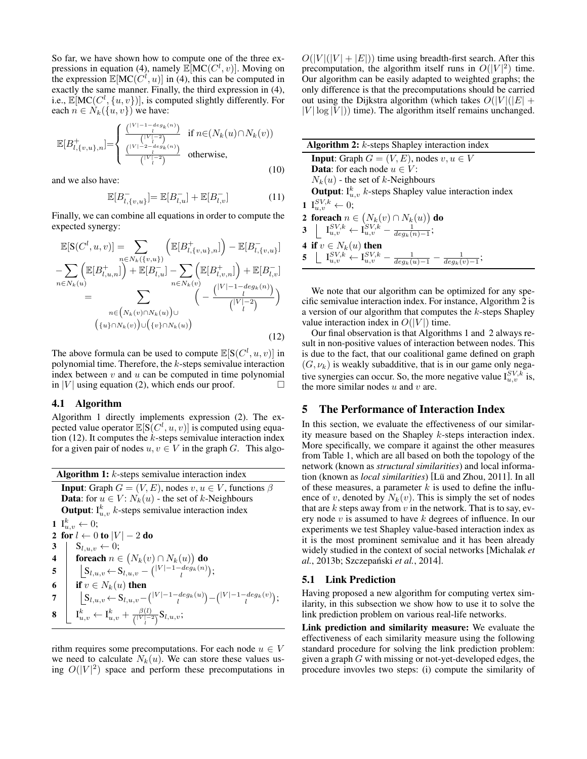So far, we have shown how to compute one of the three expressions in equation (4), namely $\mathbb{E}[\text{MC}(C^l, v)]$. Moving on the expression $\mathbb{E}[\text{MC}(C^l, u)]$ in (4), this can be computed in exactly the same manner. Finally, the third expression in (4), i.e., $\mathbb{E}[\text{MC}(C^l, \{u, v\})]$, is computed slightly differently. For each $n \in N_k(\{u, v\})$ we have:

$$\mathbb{E}[B^+_{l,\{v,u\},n}] = \begin{cases} \frac{\binom{|V|-1-deg_k(n)}{l}}{\binom{|V|-2}{l}} & \text{if } n \in (N_k(u) \cap N_k(v)) \\ \frac{\binom{|V|-2-deg_k(n)}{l}}{\binom{|V|-2}{l}} & \text{otherwise,} \end{cases} \tag{10}$$

and we also have:

$$\mathbb{E}[B^-_{l,\{v,u\}}] = \mathbb{E}[B^-_{l,u}] + \mathbb{E}[B^-_{l,v}] \tag{11}$$

Finally, we can combine all equations in order to compute the expected synergy:

$$\begin{aligned} \mathbb{E}[\text{S}(C^l, u, v)] &= \sum_{n \in N_k(\{v,u\})} \Big(\mathbb{E}[B^+_{l,\{v,u\},n}]\Big) - \mathbb{E}[B^-_{l,\{v,u\}}] \\ &- \sum_{n \in N_k(u)} \Big(\mathbb{E}[B^+_{l,u,n}]\Big) + \mathbb{E}[B^-_{l,u}] - \sum_{n \in N_k(v)} \Big(\mathbb{E}[B^+_{l,v,n}]\Big) + \mathbb{E}[B^-_{l,v}] \\ &= \sum_{\substack{n \in \big(N_k(v) \cap N_k(u)\big) \cup \\ \big(\{u\} \cap N_k(v)\big) \cup \big(\{v\} \cap N_k(u)\big)}} \Bigg( - \frac{\binom{|V|-1-deg_k(n)}{l}}{\binom{|V|-2}{l}} \Bigg) \end{aligned} \tag{12}$$

The above formula can be used to compute $\mathbb{E}[\text{S}(C^l, u, v)]$ in polynomial time. Therefore, the $k$-steps semivalue interaction index between $v$ and $u$ can be computed in time polynomial in $|V|$ using equation (2), which ends our proof. □

### 4.1 Algorithm

Algorithm 1 directly implements expression (2). The expected value operator $\mathbb{E}[\text{S}(C^l, u, v)]$ is computed using equation (12). It computes the $k$-steps semivalue interaction index for a given pair of nodes $u, v \in V$ in the graph $G$. This algorithm requires some precomputations. For each node $u \in V$ we need to calculate $N_k(u)$. We can store these values using $O(|V|^2)$ space and perform these precomputations in $O(|V|(|V| + |E|))$ time using breadth-first search. After this precomputation, the algorithm itself runs in $O(|V|^2)$ time. Our algorithm can be easily adapted to weighted graphs; the only difference is that the precomputations should be carried out using the Dijkstra algorithm (which takes $O(|V|(|E| + |V| \log |V|))$ time). The algorithm itself remains unchanged.

**Algorithm 1:** $k$-steps semivalue interaction index

**Input**: Graph $G = (V, E)$, nodes $v, u \in V$, functions $\beta$
**Data**: for $u \in V$: $N_k(u)$ - the set of $k$-Neighbours
**Output**: $\text{I}^k_{u,v}$ $k$-steps semivalue interaction index

```
1 I^k_{u,v} ← 0;
2 for l ← 0 to |V| − 2 do
3     S_{l,u,v} ← 0;
4     foreach n ∈ (N_k(v) ∩ N_k(u)) do
5         S_{l,u,v} ← S_{l,u,v} − C(|V|−1−deg_k(n), l);
6     if v ∈ N_k(u) then
7         S_{l,u,v} ← S_{l,u,v} − C(|V|−1−deg_k(u), l) − C(|V|−1−deg_k(v), l);
8     I^k_{u,v} ← I^k_{u,v} + β(l) / C(|V|−2, l) · S_{l,u,v};
```

**Algorithm 2:** $k$-steps Shapley interaction index

**Input**: Graph $G = (V, E)$, nodes $v, u \in V$
**Data**: for each node $u \in V$:
$N_k(u)$ - the set of $k$-Neighbours
**Output**: $\text{I}^k_{u,v}$ $k$-steps Shapley value interaction index

```
1 I^{SV,k}_{u,v} ← 0;
2 foreach n ∈ (N_k(v) ∩ N_k(u)) do
3     I^{SV,k}_{u,v} ← I^{SV,k}_{u,v} − 1/(deg_k(n)−1);
4 if v ∈ N_k(u) then
5     I^{SV,k}_{u,v} ← I^{SV,k}_{u,v} − 1/(deg_k(u)−1) − 1/(deg_k(v)−1);
```

We note that our algorithm can be optimized for any specific semivalue interaction index. For instance, Algorithm 2 is a version of our algorithm that computes the $k$-steps Shapley value interaction index in $O(|V|)$ time.

Our final observation is that Algorithms 1 and 2 always result in non-positive values of interaction between nodes. This is due to the fact, that our coalitional game defined on graph $(G, \nu_k)$ is weakly subadditive, that is in our game only negative synergies can occur. So, the more negative value $\text{I}^{SV,k}_{u,v}$ is, the more similar nodes $u$ and $v$ are.

## 5 The Performance of Interaction Index

In this section, we evaluate the effectiveness of our similarity measure based on the Shapley $k$-steps interaction index. More specifically, we compare it against the other measures from Table 1, which are all based on both the topology of the network (known as *structural similarities*) and local information (known as *local similarities*) [Lü and Zhou, 2011]. In all of these measures, a parameter $k$ is used to define the influence of $v$, denoted by $N_k(v)$. This is simply the set of nodes that are $k$ steps away from $v$ in the network. That is to say, every node $v$ is assumed to have $k$ degrees of influence. In our experiments we test Shapley value-based interaction index as it is the most prominent semivalue and it has been already widely studied in the context of social networks [Michalak *et al.*, 2013b; Szczepański *et al.*, 2014].

### 5.1 Link Prediction

Having proposed a new algorithm for computing vertex similarity, in this subsection we show how to use it to solve the link prediction problem on various real-life networks.

**Link prediction and similarity measure:** We evaluate the effectiveness of each similarity measure using the following standard procedure for solving the link prediction problem: given a graph $G$ with missing or not-yet-developed edges, the procedure invovles two steps: (i) compute the similarity of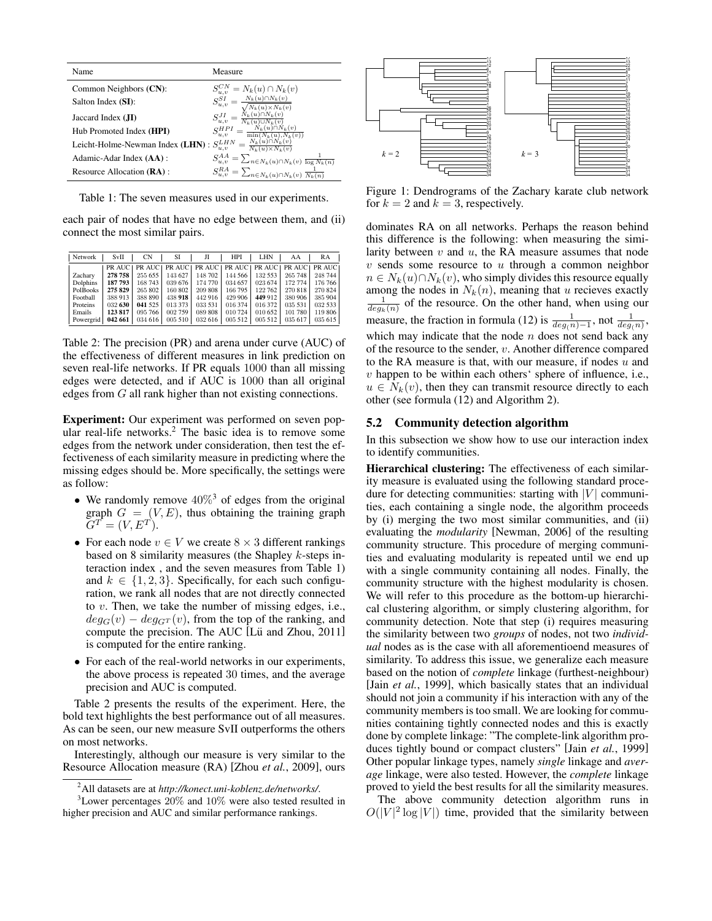| Name | Measure |
|---|---|
| Common Neighbors (**CN**): | $S^{CN}_{u,v} = N_k(u) \cap N_k(v)$ |
| Salton Index (**SI**): | $S^{SI}_{u,v} = \frac{N_k(u) \cap N_k(v)}{\sqrt{N_k(u) \times N_k(v)}}$ |
| Jaccard Index (**JI**) | $S^{JI}_{u,v} = \frac{N_k(u) \cap N_k(v)}{N_k(u) \cup N_k(v)}$ |
| Hub Promoted Index (**HPI**) | $S^{HPI}_{u,v} = \frac{N_k(u) \cap N_k(v)}{\min(N_k(u), N_k(v))}$ |
| Leicht-Holme-Newman Index (**LHN**) : | $S^{LHN}_{u,v} = \frac{N_k(u) \cap N_k(v)}{N_k(u) \times N_k(v)}$ |
| Adamic-Adar Index (**AA**) : | $S^{AA}_{u,v} = \sum_{n \in N_k(u) \cap N_k(v)} \frac{1}{\log N_k(n)}$ |
| Resource Allocation (**RA**) : | $S^{RA}_{u,v} = \sum_{n \in N_k(u) \cap N_k(v)} \frac{1}{N_k(n)}$ |

Table 1: The seven measures used in our experiments.

each pair of nodes that have no edge between them, and (ii) connect the most similar pairs.

| Network | SvII | CN | SI | JI | HPI | LHN | AA | RA |
|---|---|---|---|---|---|---|---|---|
| | PR AUC | PR AUC | PR AUC | PR AUC | PR AUC | PR AUC | PR AUC | PR AUC |
| Zachary | **278 758** | 255 655 | 143 627 | 148 702 | 144 566 | 132 553 | 265 748 | 248 744 |
| Dolphins | **187 793** | 168 743 | 039 676 | 174 770 | 034 657 | 023 674 | 172 774 | 176 766 |
| PolBooks | **275 829** | 265 802 | 160 802 | 209 808 | 166 795 | 122 762 | 270 818 | 270 824 |
| Football | 388 913 | 388 890 | 438 **918** | 442 916 | 429 906 | **449** 912 | 380 906 | 385 904 |
| Proteins | 032 **630** | **041** 525 | 013 373 | 033 531 | 016 374 | 016 372 | 035 531 | 032 533 |
| Emails | **123 817** | 095 766 | 002 759 | 089 808 | 010 724 | 010 652 | 101 780 | 119 806 |
| Powergrid | **042 661** | 034 616 | 005 510 | 032 616 | 005 512 | 005 512 | 035 617 | 035 615 |

Table 2: The precision (PR) and arena under curve (AUC) of the effectiveness of different measures in link prediction on seven real-life networks. If PR equals 1000 than all missing edges were detected, and if AUC is 1000 than all original edges from $G$ all rank higher than not existing connections.

**Experiment:** Our experiment was performed on seven popular real-life networks.[2] The basic idea is to remove some edges from the network under consideration, then test the effectiveness of each similarity measure in predicting where the missing edges should be. More specifically, the settings were as follow:

- We randomly remove $40\%$[3] of edges from the original graph $G = (V, E)$, thus obtaining the training graph $G^T = (V, E^T)$.
- For each node $v \in V$ we create $8 \times 3$ different rankings based on 8 similarity measures (the Shapley $k$-steps interaction index , and the seven measures from Table 1) and $k \in \{1, 2, 3\}$. Specifically, for each such configuration, we rank all nodes that are not directly connected to $v$. Then, we take the number of missing edges, i.e., $deg_G(v) - deg_{G^T}(v)$, from the top of the ranking, and compute the precision. The AUC [Lü and Zhou, 2011] is computed for the entire ranking.
- For each of the real-world networks in our experiments, the above process is repeated 30 times, and the average precision and AUC is computed.

Table 2 presents the results of the experiment. Here, the bold text highlights the best performance out of all measures. As can be seen, our new measure SvII outperforms the others on most networks.

Interestingly, although our measure is very similar to the Resource Allocation measure (RA) [Zhou *et al.*, 2009], ours dominates RA on all networks. Perhaps the reason behind this difference is the following: when measuring the similarity between $v$ and $u$, the RA measure assumes that node $v$ sends some resource to $u$ through a common neighbor $n \in N_k(u) \cap N_k(v)$, who simply divides this resource equally among the nodes in $N_k(n)$, meaning that $u$ recieves exactly $\frac{1}{deg_k(n)}$ of the resource. On the other hand, when using our measure, the fraction in formula (12) is $\frac{1}{deg_(n)-1}$, not $\frac{1}{deg_(n)}$, which may indicate that the node $n$ does not send back any of the resource to the sender, $v$. Another difference compared to the RA measure is that, with our measure, if nodes $u$ and $v$ happen to be within each others' sphere of influence, i.e., $u \in N_k(v)$, then they can transmit resource directly to each other (see formula (12) and Algorithm 2).

[2] All datasets are at *http://konect.uni-koblenz.de/networks/*.

[3] Lower percentages $20\%$ and $10\%$ were also tested resulted in higher precision and AUC and similar performance rankings.

Figure 1: Dendrograms of the Zachary karate club network for $k = 2$ and $k = 3$, respectively.

## 5.2 Community detection algorithm

In this subsection we show how to use our interaction index to identify communities.

**Hierarchical clustering:** The effectiveness of each similarity measure is evaluated using the following standard procedure for detecting communities: starting with $|V|$ communities, each containing a single node, the algorithm proceeds by (i) merging the two most similar communities, and (ii) evaluating the *modularity* [Newman, 2006] of the resulting community structure. This procedure of merging communities and evaluating modularity is repeated until we end up with a single community containing all nodes. Finally, the community structure with the highest modularity is chosen. We will refer to this procedure as the bottom-up hierarchical clustering algorithm, or simply clustering algorithm, for community detection. Note that step (i) requires measuring the similarity between two *groups* of nodes, not two *individual* nodes as is the case with all aforementioend measures of similarity. To address this issue, we generalize each measure based on the notion of *complete* linkage (furthest-neighbour) [Jain *et al.*, 1999], which basically states that an individual should not join a community if his interaction with any of the community members is too small. We are looking for communities containing tightly connected nodes and this is exactly done by complete linkage: "The complete-link algorithm produces tightly bound or compact clusters" [Jain *et al.*, 1999] Other popular linkage types, namely *single* linkage and *average* linkage, were also tested. However, the *complete* linkage proved to yield the best results for all the similarity measures.

The above community detection algorithm runs in $O(|V|^2 \log |V|)$ time, provided that the similarity between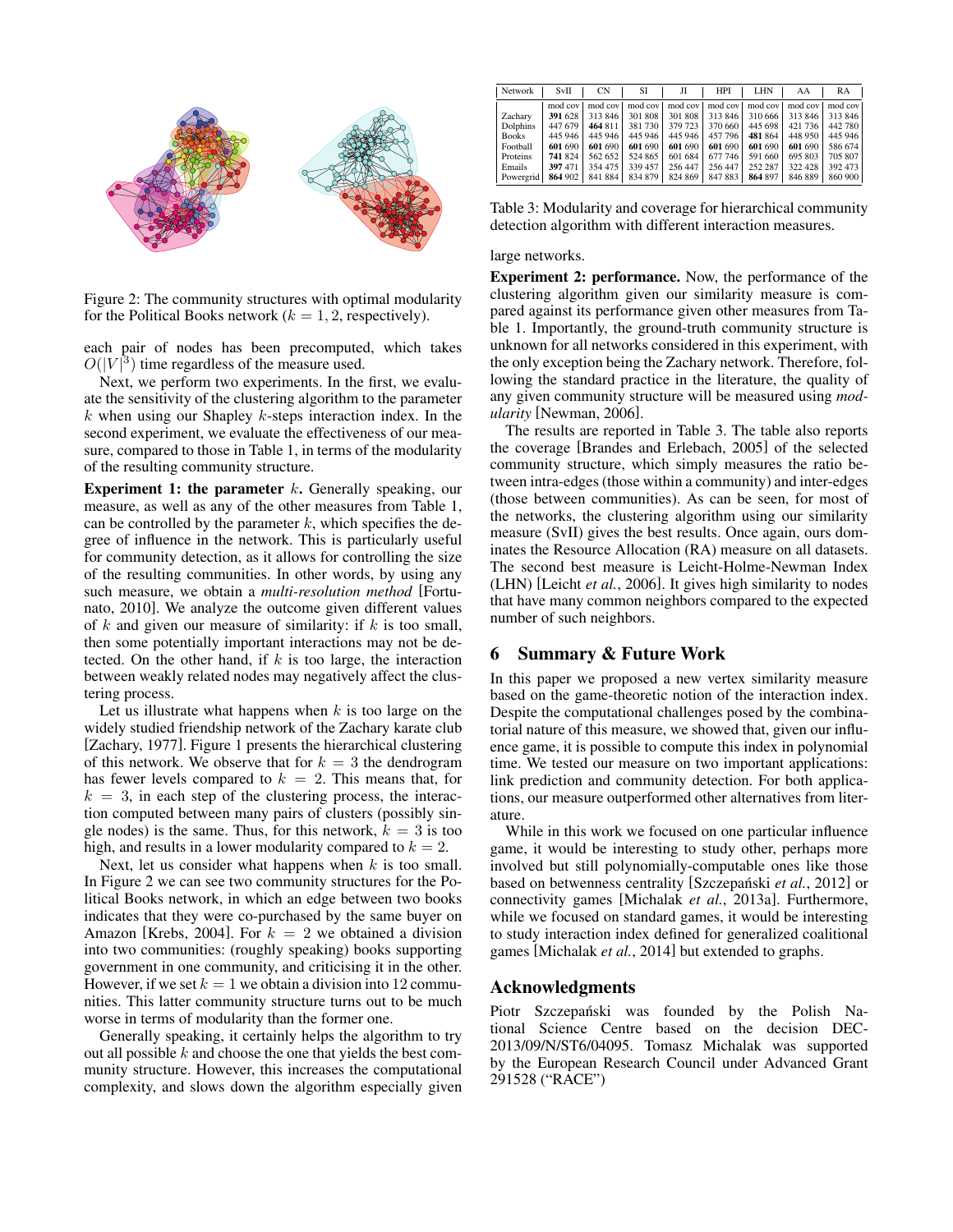Figure 2: The community structures with optimal modularity for the Political Books network ($k = 1, 2$, respectively).

each pair of nodes has been precomputed, which takes $O(|V|^3)$ time regardless of the measure used.

Next, we perform two experiments. In the first, we evaluate the sensitivity of the clustering algorithm to the parameter $k$ when using our Shapley $k$-steps interaction index. In the second experiment, we evaluate the effectiveness of our measure, compared to those in Table 1, in terms of the modularity of the resulting community structure.

**Experiment 1: the parameter $k$.** Generally speaking, our measure, as well as any of the other measures from Table 1, can be controlled by the parameter $k$, which specifies the degree of influence in the network. This is particularly useful for community detection, as it allows for controlling the size of the resulting communities. In other words, by using any such measure, we obtain a *multi-resolution method* [Fortunato, 2010]. We analyze the outcome given different values of $k$ and given our measure of similarity: if $k$ is too small, then some potentially important interactions may not be detected. On the other hand, if $k$ is too large, the interaction between weakly related nodes may negatively affect the clustering process.

Let us illustrate what happens when $k$ is too large on the widely studied friendship network of the Zachary karate club [Zachary, 1977]. Figure 1 presents the hierarchical clustering of this network. We observe that for $k = 3$ the dendrogram has fewer levels compared to $k = 2$. This means that, for $k = 3$, in each step of the clustering process, the interaction computed between many pairs of clusters (possibly single nodes) is the same. Thus, for this network, $k = 3$ is too high, and results in a lower modularity compared to $k = 2$.

Next, let us consider what happens when $k$ is too small. In Figure 2 we can see two community structures for the Political Books network, in which an edge between two books indicates that they were co-purchased by the same buyer on Amazon [Krebs, 2004]. For $k = 2$ we obtained a division into two communities: (roughly speaking) books supporting government in one community, and criticising it in the other. However, if we set $k = 1$ we obtain a division into 12 communities. This latter community structure turns out to be much worse in terms of modularity than the former one.

Generally speaking, it certainly helps the algorithm to try out all possible $k$ and choose the one that yields the best community structure. However, this increases the computational complexity, and slows down the algorithm especially given large networks.

| Network | SvII | | CN | | SI | | JI | | HPI | | LHN | | AA | | RA | |
|---|---|---|---|---|---|---|---|---|---|---|---|---|---|---|---|---|
| | mod | cov | mod | cov | mod | cov | mod | cov | mod | cov | mod | cov | mod | cov | mod | cov |
| Zachary | **391** | 628 | 313 | 846 | 301 | 808 | 301 | 808 | 313 | 846 | 310 | 666 | 313 | 846 | 313 | 846 |
| Dolphins | 447 | 679 | **464** | 811 | 381 | 730 | 379 | 723 | 370 | 660 | 445 | 698 | 421 | 736 | 442 | 780 |
| Books | 445 | 946 | 445 | 946 | 445 | 946 | 445 | 946 | 457 | 796 | **481** | 864 | 448 | 950 | 445 | 946 |
| Football | **601** | 690 | **601** | 690 | **601** | 690 | **601** | 690 | **601** | 690 | **601** | 690 | **601** | 690 | 586 | 674 |
| Proteins | **741** | 824 | 562 | 652 | 524 | 865 | 601 | 684 | 677 | 746 | 591 | 660 | 695 | 803 | 705 | 807 |
| Emails | **397** | 471 | 354 | 475 | 339 | 457 | 256 | 447 | 256 | 447 | 252 | 287 | 322 | 428 | 392 | 473 |
| Powergrid | **864** | 902 | 841 | 884 | 834 | 879 | 824 | 869 | 847 | 883 | **864** | 897 | 846 | 889 | 860 | 900 |

Table 3: Modularity and coverage for hierarchical community detection algorithm with different interaction measures.

**Experiment 2: performance.** Now, the performance of the clustering algorithm given our similarity measure is compared against its performance given other measures from Table 1. Importantly, the ground-truth community structure is unknown for all networks considered in this experiment, with the only exception being the Zachary network. Therefore, following the standard practice in the literature, the quality of any given community structure will be measured using *modularity* [Newman, 2006].

The results are reported in Table 3. The table also reports the coverage [Brandes and Erlebach, 2005] of the selected community structure, which simply measures the ratio between intra-edges (those within a community) and inter-edges (those between communities). As can be seen, for most of the networks, the clustering algorithm using our similarity measure (SvII) gives the best results. Once again, ours dominates the Resource Allocation (RA) measure on all datasets. The second best measure is Leicht-Holme-Newman Index (LHN) [Leicht *et al.*, 2006]. It gives high similarity to nodes that have many common neighbors compared to the expected number of such neighbors.

## 6 Summary & Future Work

In this paper we proposed a new vertex similarity measure based on the game-theoretic notion of the interaction index. Despite the computational challenges posed by the combinatorial nature of this measure, we showed that, given our influence game, it is possible to compute this index in polynomial time. We tested our measure on two important applications: link prediction and community detection. For both applications, our measure outperformed other alternatives from literature.

While in this work we focused on one particular influence game, it would be interesting to study other, perhaps more involved but still polynomially-computable ones like those based on betwenness centrality [Szczepański *et al.*, 2012] or connectivity games [Michalak *et al.*, 2013a]. Furthermore, while we focused on standard games, it would be interesting to study interaction index defined for generalized coalitional games [Michalak *et al.*, 2014] but extended to graphs.

## Acknowledgments

Piotr Szczepański was founded by the Polish National Science Centre based on the decision DEC-2013/09/N/ST6/04095. Tomasz Michalak was supported by the European Research Council under Advanced Grant 291528 ("RACE")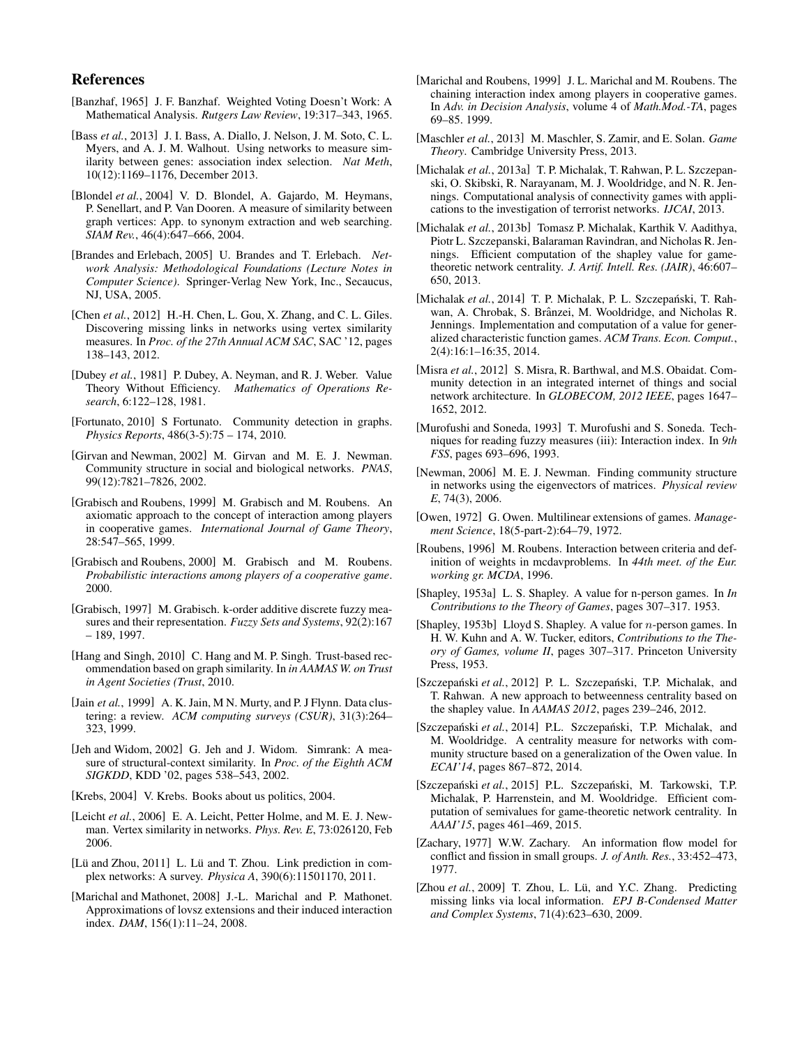## References

[Banzhaf, 1965] J. F. Banzhaf. Weighted Voting Doesn't Work: A Mathematical Analysis. *Rutgers Law Review*, 19:317–343, 1965.

[Bass *et al.*, 2013] J. I. Bass, A. Diallo, J. Nelson, J. M. Soto, C. L. Myers, and A. J. M. Walhout. Using networks to measure similarity between genes: association index selection. *Nat Meth*, 10(12):1169–1176, December 2013.

[Blondel *et al.*, 2004] V. D. Blondel, A. Gajardo, M. Heymans, P. Senellart, and P. Van Dooren. A measure of similarity between graph vertices: App. to synonym extraction and web searching. *SIAM Rev.*, 46(4):647–666, 2004.

[Brandes and Erlebach, 2005] U. Brandes and T. Erlebach. *Network Analysis: Methodological Foundations (Lecture Notes in Computer Science)*. Springer-Verlag New York, Inc., Secaucus, NJ, USA, 2005.

[Chen *et al.*, 2012] H.-H. Chen, L. Gou, X. Zhang, and C. L. Giles. Discovering missing links in networks using vertex similarity measures. In *Proc. of the 27th Annual ACM SAC*, SAC '12, pages 138–143, 2012.

[Dubey *et al.*, 1981] P. Dubey, A. Neyman, and R. J. Weber. Value Theory Without Efficiency. *Mathematics of Operations Research*, 6:122–128, 1981.

[Fortunato, 2010] S Fortunato. Community detection in graphs. *Physics Reports*, 486(3-5):75 – 174, 2010.

[Girvan and Newman, 2002] M. Girvan and M. E. J. Newman. Community structure in social and biological networks. *PNAS*, 99(12):7821–7826, 2002.

[Grabisch and Roubens, 1999] M. Grabisch and M. Roubens. An axiomatic approach to the concept of interaction among players in cooperative games. *International Journal of Game Theory*, 28:547–565, 1999.

[Grabisch and Roubens, 2000] M. Grabisch and M. Roubens. *Probabilistic interactions among players of a cooperative game*. 2000.

[Grabisch, 1997] M. Grabisch. k-order additive discrete fuzzy measures and their representation. *Fuzzy Sets and Systems*, 92(2):167 – 189, 1997.

[Hang and Singh, 2010] C. Hang and M. P. Singh. Trust-based recommendation based on graph similarity. In *in AAMAS W. on Trust in Agent Societies (Trust*, 2010.

[Jain *et al.*, 1999] A. K. Jain, M N. Murty, and P. J Flynn. Data clustering: a review. *ACM computing surveys (CSUR)*, 31(3):264–323, 1999.

[Jeh and Widom, 2002] G. Jeh and J. Widom. Simrank: A measure of structural-context similarity. In *Proc. of the Eighth ACM SIGKDD*, KDD '02, pages 538–543, 2002.

[Krebs, 2004] V. Krebs. Books about us politics, 2004.

[Leicht *et al.*, 2006] E. A. Leicht, Petter Holme, and M. E. J. Newman. Vertex similarity in networks. *Phys. Rev. E*, 73:026120, Feb 2006.

[Lü and Zhou, 2011] L. Lü and T. Zhou. Link prediction in complex networks: A survey. *Physica A*, 390(6):11501170, 2011.

[Marichal and Mathonet, 2008] J.-L. Marichal and P. Mathonet. Approximations of lovsz extensions and their induced interaction index. *DAM*, 156(1):11–24, 2008.

[Marichal and Roubens, 1999] J. L. Marichal and M. Roubens. The chaining interaction index among players in cooperative games. In *Adv. in Decision Analysis*, volume 4 of *Math.Mod.-TA*, pages 69–85. 1999.

[Maschler *et al.*, 2013] M. Maschler, S. Zamir, and E. Solan. *Game Theory*. Cambridge University Press, 2013.

[Michalak *et al.*, 2013a] T. P. Michalak, T. Rahwan, P. L. Szczepanski, O. Skibski, R. Narayanam, M. J. Wooldridge, and N. R. Jennings. Computational analysis of connectivity games with applications to the investigation of terrorist networks. *IJCAI*, 2013.

[Michalak *et al.*, 2013b] Tomasz P. Michalak, Karthik V. Aadithya, Piotr L. Szczepanski, Balaraman Ravindran, and Nicholas R. Jennings. Efficient computation of the shapley value for game-theoretic network centrality. *J. Artif. Intell. Res. (JAIR)*, 46:607–650, 2013.

[Michalak *et al.*, 2014] T. P. Michalak, P. L. Szczepański, T. Rahwan, A. Chrobak, S. Brânzei, M. Wooldridge, and Nicholas R. Jennings. Implementation and computation of a value for generalized characteristic function games. *ACM Trans. Econ. Comput.*, 2(4):16:1–16:35, 2014.

[Misra *et al.*, 2012] S. Misra, R. Barthwal, and M.S. Obaidat. Community detection in an integrated internet of things and social network architecture. In *GLOBECOM, 2012 IEEE*, pages 1647–1652, 2012.

[Murofushi and Soneda, 1993] T. Murofushi and S. Soneda. Techniques for reading fuzzy measures (iii): Interaction index. In *9th FSS*, pages 693–696, 1993.

[Newman, 2006] M. E. J. Newman. Finding community structure in networks using the eigenvectors of matrices. *Physical review E*, 74(3), 2006.

[Owen, 1972] G. Owen. Multilinear extensions of games. *Management Science*, 18(5-part-2):64–79, 1972.

[Roubens, 1996] M. Roubens. Interaction between criteria and definition of weights in mcdavproblems. In *44th meet. of the Eur. working gr. MCDA*, 1996.

[Shapley, 1953a] L. S. Shapley. A value for n-person games. In *In Contributions to the Theory of Games*, pages 307–317. 1953.

[Shapley, 1953b] Lloyd S. Shapley. A value for $n$-person games. In H. W. Kuhn and A. W. Tucker, editors, *Contributions to the Theory of Games, volume II*, pages 307–317. Princeton University Press, 1953.

[Szczepański *et al.*, 2012] P. L. Szczepański, T.P. Michalak, and T. Rahwan. A new approach to betweenness centrality based on the shapley value. In *AAMAS 2012*, pages 239–246, 2012.

[Szczepański *et al.*, 2014] P.L. Szczepański, T.P. Michalak, and M. Wooldridge. A centrality measure for networks with community structure based on a generalization of the Owen value. In *ECAI'14*, pages 867–872, 2014.

[Szczepański *et al.*, 2015] P.L. Szczepański, M. Tarkowski, T.P. Michalak, P. Harrenstein, and M. Wooldridge. Efficient computation of semivalues for game-theoretic network centrality. In *AAAI'15*, pages 461–469, 2015.

[Zachary, 1977] W.W. Zachary. An information flow model for conflict and fission in small groups. *J. of Anth. Res.*, 33:452–473, 1977.

[Zhou *et al.*, 2009] T. Zhou, L. Lü, and Y.C. Zhang. Predicting missing links via local information. *EPJ B-Condensed Matter and Complex Systems*, 71(4):623–630, 2009.